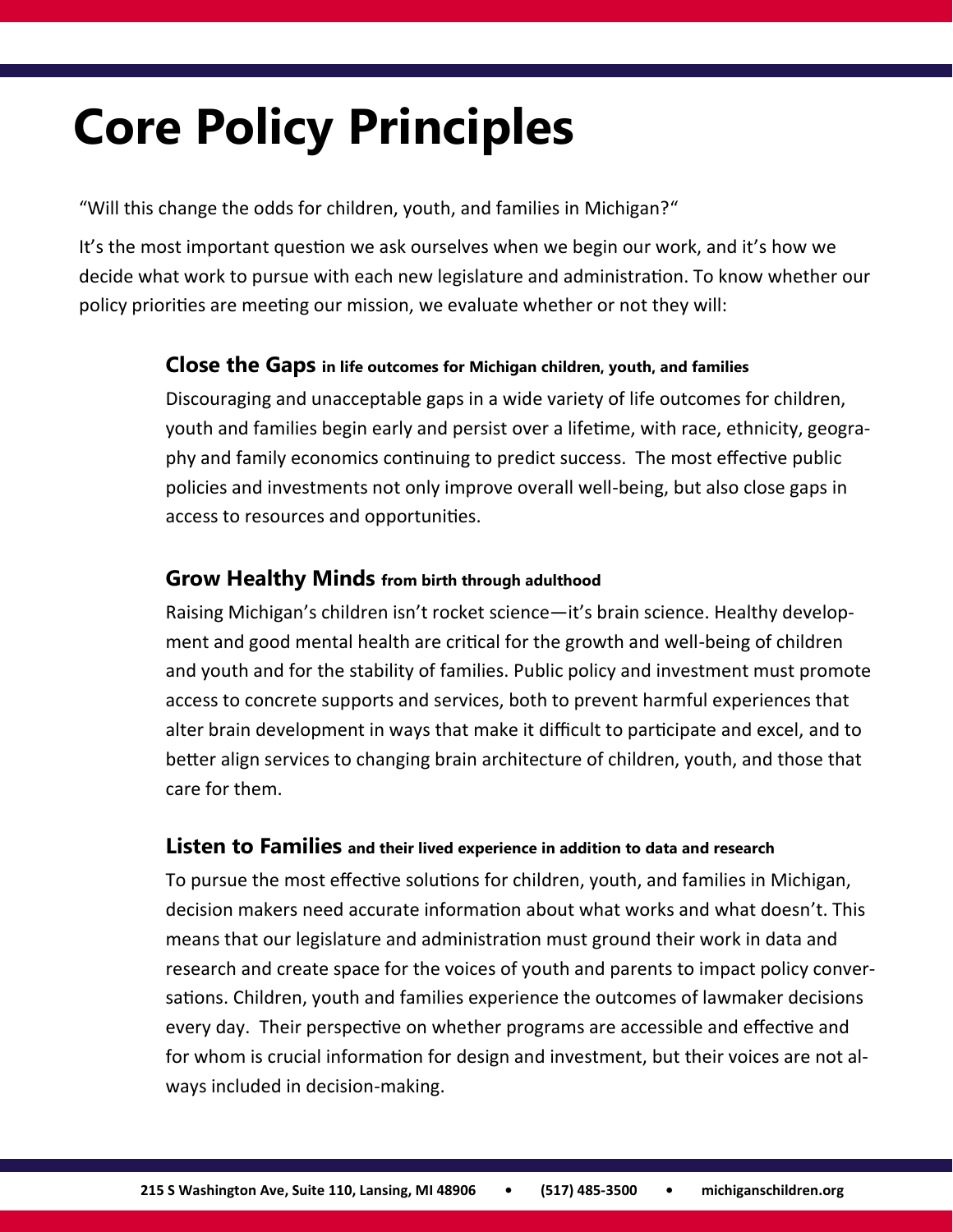# Core Policy Principles

"Will this change the odds for children, youth, and families in Michigan?"

It's the most important question we ask ourselves when we begin our work, and it's how we decide what work to pursue with each new legislature and administration. To know whether our policy priorities are meeting our mission, we evaluate whether or not they will:

**Close the Gaps** **in life outcomes for Michigan children, youth, and families**

Discouraging and unacceptable gaps in a wide variety of life outcomes for children, youth and families begin early and persist over a lifetime, with race, ethnicity, geography and family economics continuing to predict success. The most effective public policies and investments not only improve overall well-being, but also close gaps in access to resources and opportunities.

**Grow Healthy Minds** **from birth through adulthood**

Raising Michigan's children isn't rocket science—it's brain science. Healthy development and good mental health are critical for the growth and well-being of children and youth and for the stability of families. Public policy and investment must promote access to concrete supports and services, both to prevent harmful experiences that alter brain development in ways that make it difficult to participate and excel, and to better align services to changing brain architecture of children, youth, and those that care for them.

**Listen to Families** **and their lived experience in addition to data and research**

To pursue the most effective solutions for children, youth, and families in Michigan, decision makers need accurate information about what works and what doesn't. This means that our legislature and administration must ground their work in data and research and create space for the voices of youth and parents to impact policy conversations. Children, youth and families experience the outcomes of lawmaker decisions every day. Their perspective on whether programs are accessible and effective and for whom is crucial information for design and investment, but their voices are not always included in decision-making.

215 S Washington Ave, Suite 110, Lansing, MI 48906 • (517) 485-3500 • michiganschildren.org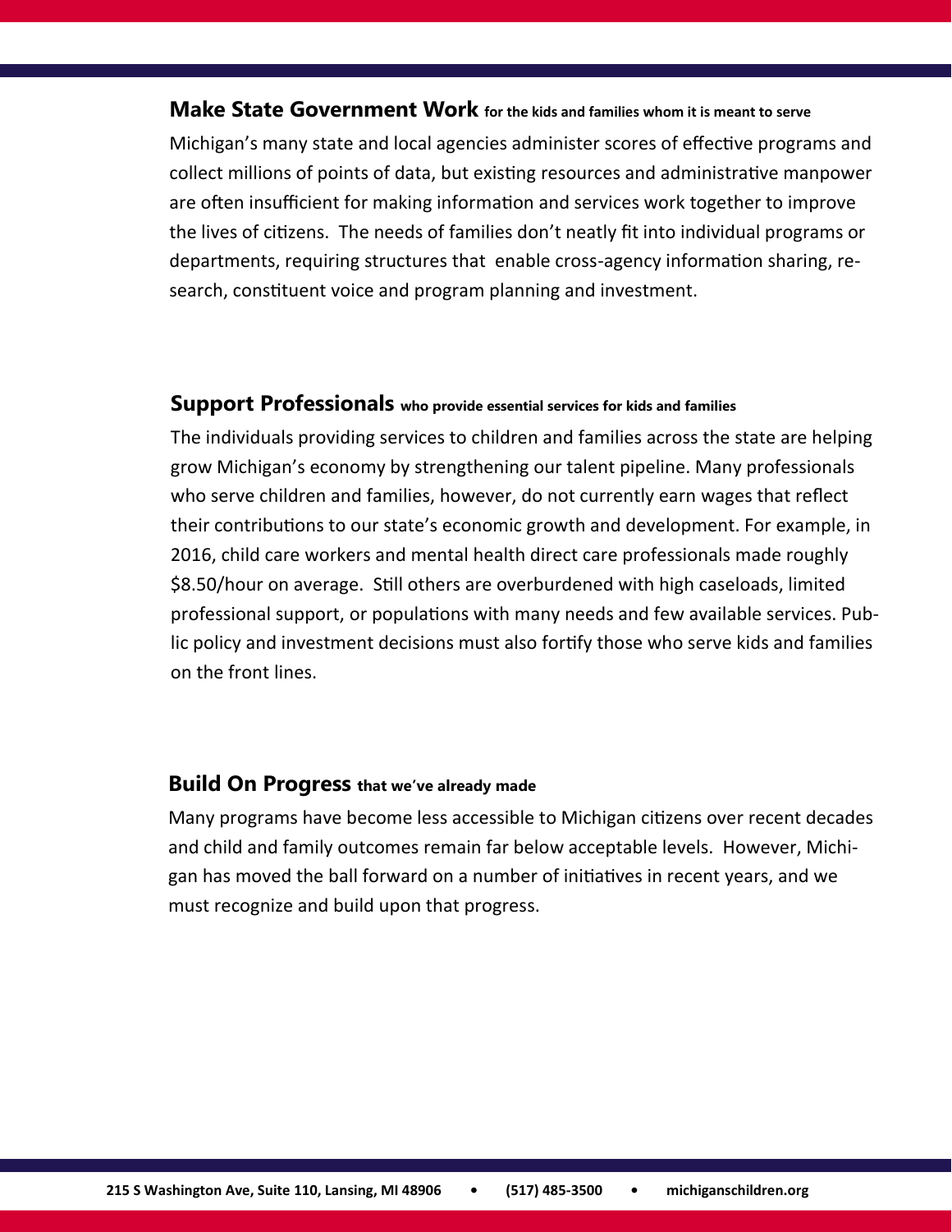## Make State Government Work for the kids and families whom it is meant to serve

Michigan's many state and local agencies administer scores of effective programs and collect millions of points of data, but existing resources and administrative manpower are often insufficient for making information and services work together to improve the lives of citizens. The needs of families don't neatly fit into individual programs or departments, requiring structures that enable cross-agency information sharing, research, constituent voice and program planning and investment.

## Support Professionals who provide essential services for kids and families

The individuals providing services to children and families across the state are helping grow Michigan's economy by strengthening our talent pipeline. Many professionals who serve children and families, however, do not currently earn wages that reflect their contributions to our state's economic growth and development. For example, in 2016, child care workers and mental health direct care professionals made roughly $8.50/hour on average. Still others are overburdened with high caseloads, limited professional support, or populations with many needs and few available services. Public policy and investment decisions must also fortify those who serve kids and families on the front lines.

## Build On Progress that we've already made

Many programs have become less accessible to Michigan citizens over recent decades and child and family outcomes remain far below acceptable levels. However, Michigan has moved the ball forward on a number of initiatives in recent years, and we must recognize and build upon that progress.

215 S Washington Ave, Suite 110, Lansing, MI 48906 • (517) 485-3500 • michiganschildren.org